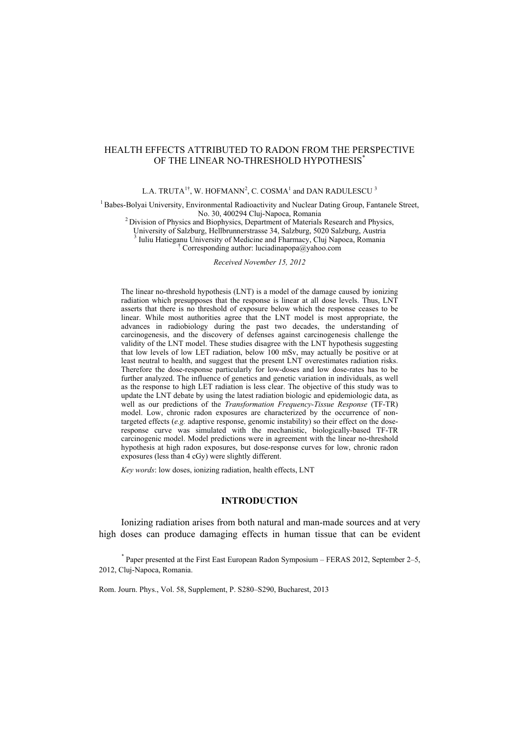# HEALTH EFFECTS ATTRIBUTED TO RADON FROM THE PERSPECTIVE OF THE LINEAR NO-THRESHOLD HYPOTHESIS[*]

L.A. TRUTA[1†], W. HOFMANN[2], C. COSMA[1] and DAN RADULESCU [3]

[1] Babes-Bolyai University, Environmental Radioactivity and Nuclear Dating Group, Fantanele Street, No. 30, 400294 Cluj-Napoca, Romania

[2] Division of Physics and Biophysics, Department of Materials Research and Physics, University of Salzburg, Hellbrunnerstrasse 34, Salzburg, 5020 Salzburg, Austria

[3] Iuliu Hatieganu University of Medicine and Fharmacy, Cluj Napoca, Romania

[†] Corresponding author: luciadinapopa@yahoo.com

*Received November 15, 2012*

The linear no-threshold hypothesis (LNT) is a model of the damage caused by ionizing radiation which presupposes that the response is linear at all dose levels. Thus, LNT asserts that there is no threshold of exposure below which the response ceases to be linear. While most authorities agree that the LNT model is most appropriate, the advances in radiobiology during the past two decades, the understanding of carcinogenesis, and the discovery of defenses against carcinogenesis challenge the validity of the LNT model. These studies disagree with the LNT hypothesis suggesting that low levels of low LET radiation, below 100 mSv, may actually be positive or at least neutral to health, and suggest that the present LNT overestimates radiation risks. Therefore the dose-response particularly for low-doses and low dose-rates has to be further analyzed. The influence of genetics and genetic variation in individuals, as well as the response to high LET radiation is less clear. The objective of this study was to update the LNT debate by using the latest radiation biologic and epidemiologic data, as well as our predictions of the *Transformation Frequency-Tissue Response* (TF-TR) model. Low, chronic radon exposures are characterized by the occurrence of non-targeted effects (*e.g.* adaptive response, genomic instability) so their effect on the dose-response curve was simulated with the mechanistic, biologically-based TF-TR carcinogenic model. Model predictions were in agreement with the linear no-threshold hypothesis at high radon exposures, but dose-response curves for low, chronic radon exposures (less than 4 cGy) were slightly different.

*Key words*: low doses, ionizing radiation, health effects, LNT

## INTRODUCTION

Ionizing radiation arises from both natural and man-made sources and at very high doses can produce damaging effects in human tissue that can be evident

[*] Paper presented at the First East European Radon Symposium – FERAS 2012, September 2–5, 2012, Cluj-Napoca, Romania.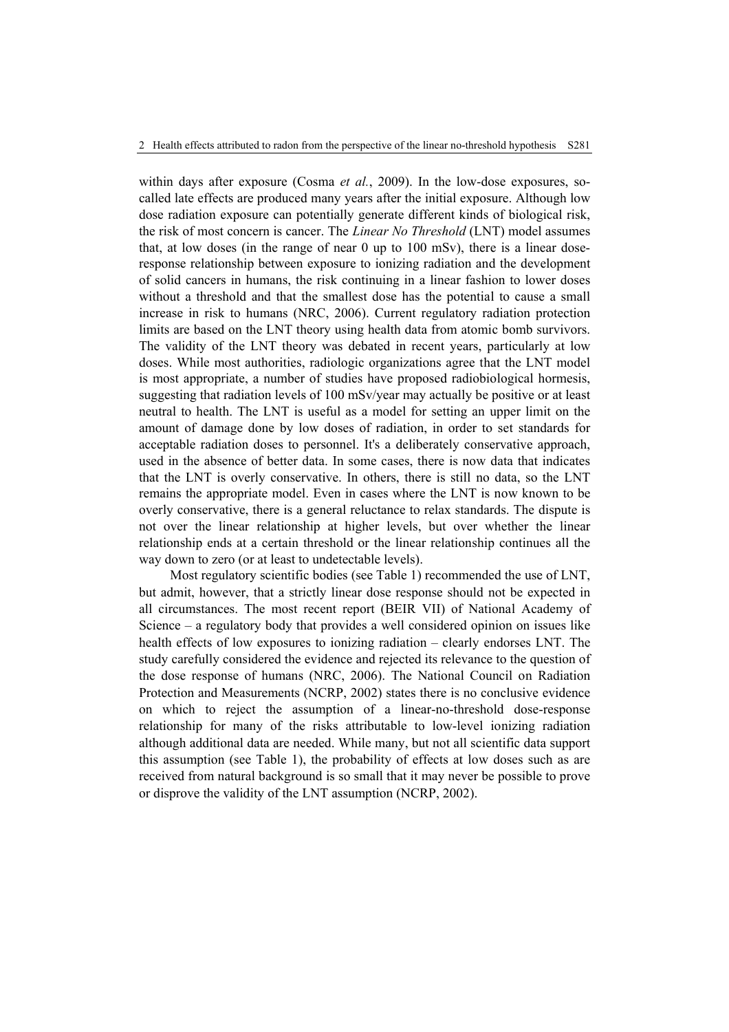within days after exposure (Cosma *et al.*, 2009). In the low-dose exposures, so-called late effects are produced many years after the initial exposure. Although low dose radiation exposure can potentially generate different kinds of biological risk, the risk of most concern is cancer. The *Linear No Threshold* (LNT) model assumes that, at low doses (in the range of near 0 up to 100 mSv), there is a linear dose-response relationship between exposure to ionizing radiation and the development of solid cancers in humans, the risk continuing in a linear fashion to lower doses without a threshold and that the smallest dose has the potential to cause a small increase in risk to humans (NRC, 2006). Current regulatory radiation protection limits are based on the LNT theory using health data from atomic bomb survivors. The validity of the LNT theory was debated in recent years, particularly at low doses. While most authorities, radiologic organizations agree that the LNT model is most appropriate, a number of studies have proposed radiobiological hormesis, suggesting that radiation levels of 100 mSv/year may actually be positive or at least neutral to health. The LNT is useful as a model for setting an upper limit on the amount of damage done by low doses of radiation, in order to set standards for acceptable radiation doses to personnel. It's a deliberately conservative approach, used in the absence of better data. In some cases, there is now data that indicates that the LNT is overly conservative. In others, there is still no data, so the LNT remains the appropriate model. Even in cases where the LNT is now known to be overly conservative, there is a general reluctance to relax standards. The dispute is not over the linear relationship at higher levels, but over whether the linear relationship ends at a certain threshold or the linear relationship continues all the way down to zero (or at least to undetectable levels).

Most regulatory scientific bodies (see Table 1) recommended the use of LNT, but admit, however, that a strictly linear dose response should not be expected in all circumstances. The most recent report (BEIR VII) of National Academy of Science – a regulatory body that provides a well considered opinion on issues like health effects of low exposures to ionizing radiation – clearly endorses LNT. The study carefully considered the evidence and rejected its relevance to the question of the dose response of humans (NRC, 2006). The National Council on Radiation Protection and Measurements (NCRP, 2002) states there is no conclusive evidence on which to reject the assumption of a linear-no-threshold dose-response relationship for many of the risks attributable to low-level ionizing radiation although additional data are needed. While many, but not all scientific data support this assumption (see Table 1), the probability of effects at low doses such as are received from natural background is so small that it may never be possible to prove or disprove the validity of the LNT assumption (NCRP, 2002).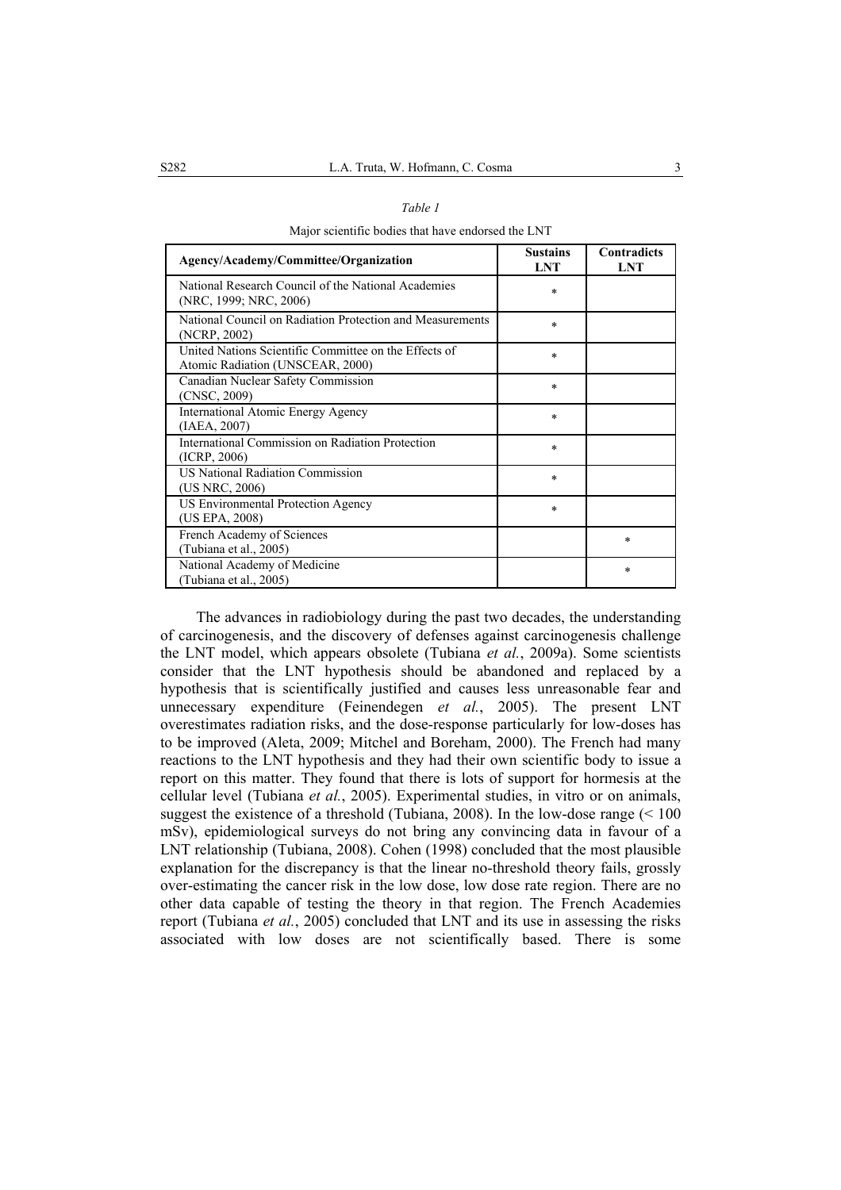*Table 1*

Major scientific bodies that have endorsed the LNT

| Agency/Academy/Committee/Organization | Sustains LNT | Contradicts LNT |
|---|---|---|
| National Research Council of the National Academies (NRC, 1999; NRC, 2006) | * | |
| National Council on Radiation Protection and Measurements (NCRP, 2002) | * | |
| United Nations Scientific Committee on the Effects of Atomic Radiation (UNSCEAR, 2000) | * | |
| Canadian Nuclear Safety Commission (CNSC, 2009) | * | |
| International Atomic Energy Agency (IAEA, 2007) | * | |
| International Commission on Radiation Protection (ICRP, 2006) | * | |
| US National Radiation Commission (US NRC, 2006) | * | |
| US Environmental Protection Agency (US EPA, 2008) | * | |
| French Academy of Sciences (Tubiana et al., 2005) | | * |
| National Academy of Medicine (Tubiana et al., 2005) | | * |

The advances in radiobiology during the past two decades, the understanding of carcinogenesis, and the discovery of defenses against carcinogenesis challenge the LNT model, which appears obsolete (Tubiana *et al.*, 2009a). Some scientists consider that the LNT hypothesis should be abandoned and replaced by a hypothesis that is scientifically justified and causes less unreasonable fear and unnecessary expenditure (Feinendegen *et al.*, 2005). The present LNT overestimates radiation risks, and the dose-response particularly for low-doses has to be improved (Aleta, 2009; Mitchel and Boreham, 2000). The French had many reactions to the LNT hypothesis and they had their own scientific body to issue a report on this matter. They found that there is lots of support for hormesis at the cellular level (Tubiana *et al.*, 2005). Experimental studies, in vitro or on animals, suggest the existence of a threshold (Tubiana, 2008). In the low-dose range (< 100 mSv), epidemiological surveys do not bring any convincing data in favour of a LNT relationship (Tubiana, 2008). Cohen (1998) concluded that the most plausible explanation for the discrepancy is that the linear no-threshold theory fails, grossly over-estimating the cancer risk in the low dose, low dose rate region. There are no other data capable of testing the theory in that region. The French Academies report (Tubiana *et al.*, 2005) concluded that LNT and its use in assessing the risks associated with low doses are not scientifically based. There is some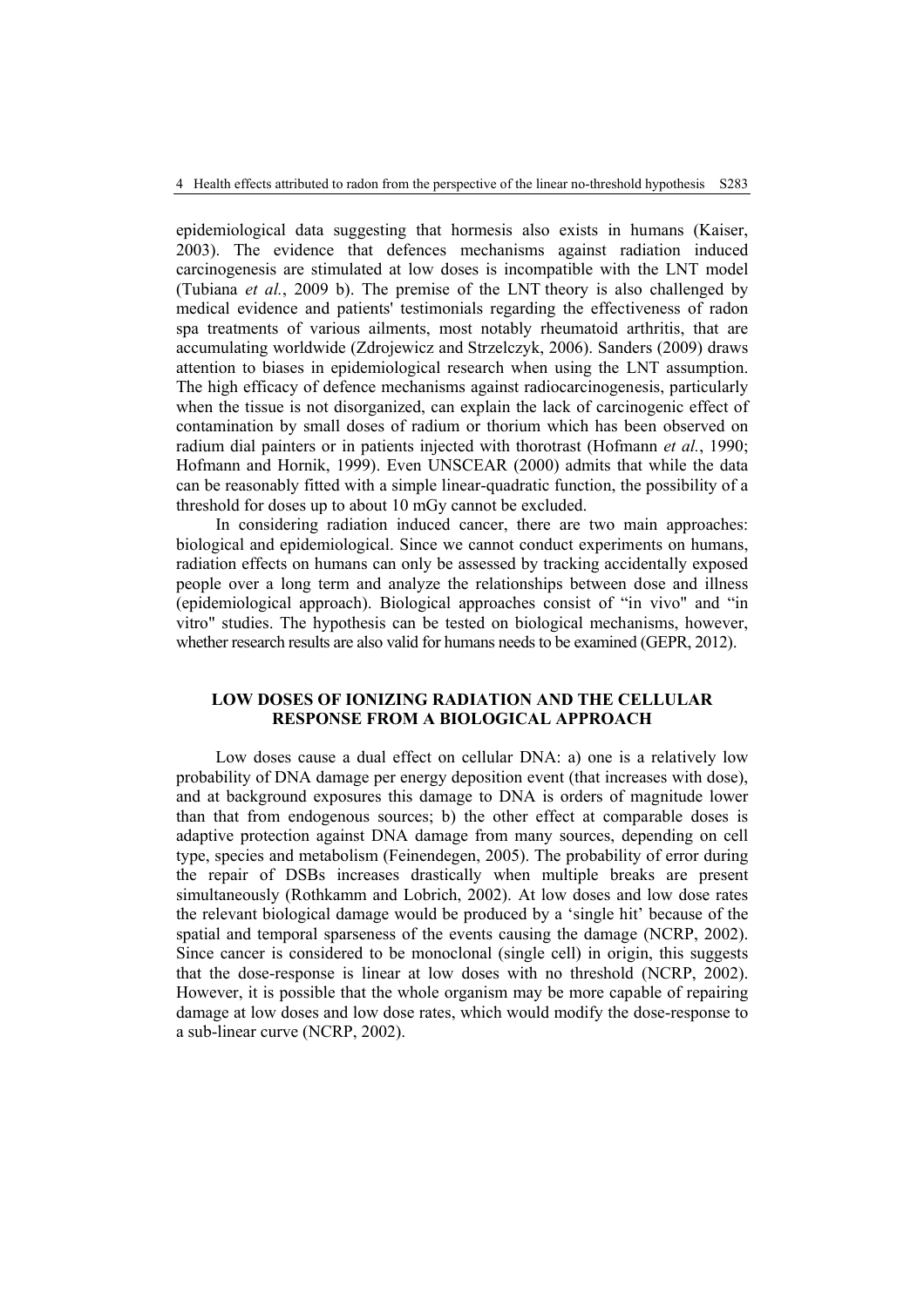epidemiological data suggesting that hormesis also exists in humans (Kaiser, 2003). The evidence that defences mechanisms against radiation induced carcinogenesis are stimulated at low doses is incompatible with the LNT model (Tubiana *et al.*, 2009 b). The premise of the LNT theory is also challenged by medical evidence and patients' testimonials regarding the effectiveness of radon spa treatments of various ailments, most notably rheumatoid arthritis, that are accumulating worldwide (Zdrojewicz and Strzelczyk, 2006). Sanders (2009) draws attention to biases in epidemiological research when using the LNT assumption. The high efficacy of defence mechanisms against radiocarcinogenesis, particularly when the tissue is not disorganized, can explain the lack of carcinogenic effect of contamination by small doses of radium or thorium which has been observed on radium dial painters or in patients injected with thorotrast (Hofmann *et al.*, 1990; Hofmann and Hornik, 1999). Even UNSCEAR (2000) admits that while the data can be reasonably fitted with a simple linear-quadratic function, the possibility of a threshold for doses up to about 10 mGy cannot be excluded.

In considering radiation induced cancer, there are two main approaches: biological and epidemiological. Since we cannot conduct experiments on humans, radiation effects on humans can only be assessed by tracking accidentally exposed people over a long term and analyze the relationships between dose and illness (epidemiological approach). Biological approaches consist of "in vivo" and "in vitro" studies. The hypothesis can be tested on biological mechanisms, however, whether research results are also valid for humans needs to be examined (GEPR, 2012).

## LOW DOSES OF IONIZING RADIATION AND THE CELLULAR RESPONSE FROM A BIOLOGICAL APPROACH

Low doses cause a dual effect on cellular DNA: a) one is a relatively low probability of DNA damage per energy deposition event (that increases with dose), and at background exposures this damage to DNA is orders of magnitude lower than that from endogenous sources; b) the other effect at comparable doses is adaptive protection against DNA damage from many sources, depending on cell type, species and metabolism (Feinendegen, 2005). The probability of error during the repair of DSBs increases drastically when multiple breaks are present simultaneously (Rothkamm and Lobrich, 2002). At low doses and low dose rates the relevant biological damage would be produced by a 'single hit' because of the spatial and temporal sparseness of the events causing the damage (NCRP, 2002). Since cancer is considered to be monoclonal (single cell) in origin, this suggests that the dose-response is linear at low doses with no threshold (NCRP, 2002). However, it is possible that the whole organism may be more capable of repairing damage at low doses and low dose rates, which would modify the dose-response to a sub-linear curve (NCRP, 2002).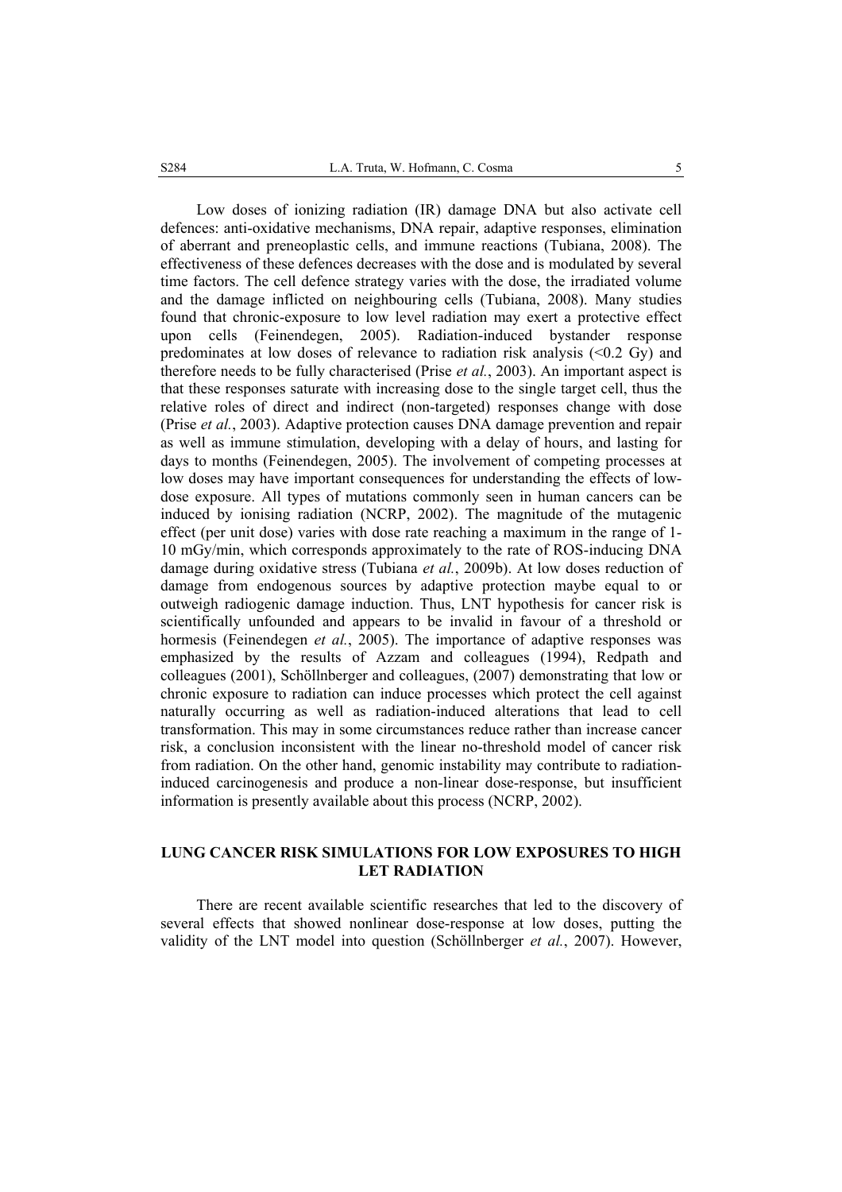Low doses of ionizing radiation (IR) damage DNA but also activate cell defences: anti-oxidative mechanisms, DNA repair, adaptive responses, elimination of aberrant and preneoplastic cells, and immune reactions (Tubiana, 2008). The effectiveness of these defences decreases with the dose and is modulated by several time factors. The cell defence strategy varies with the dose, the irradiated volume and the damage inflicted on neighbouring cells (Tubiana, 2008). Many studies found that chronic-exposure to low level radiation may exert a protective effect upon cells (Feinendegen, 2005). Radiation-induced bystander response predominates at low doses of relevance to radiation risk analysis (<0.2 Gy) and therefore needs to be fully characterised (Prise *et al.*, 2003). An important aspect is that these responses saturate with increasing dose to the single target cell, thus the relative roles of direct and indirect (non-targeted) responses change with dose (Prise *et al.*, 2003). Adaptive protection causes DNA damage prevention and repair as well as immune stimulation, developing with a delay of hours, and lasting for days to months (Feinendegen, 2005). The involvement of competing processes at low doses may have important consequences for understanding the effects of low-dose exposure. All types of mutations commonly seen in human cancers can be induced by ionising radiation (NCRP, 2002). The magnitude of the mutagenic effect (per unit dose) varies with dose rate reaching a maximum in the range of 1-10 mGy/min, which corresponds approximately to the rate of ROS-inducing DNA damage during oxidative stress (Tubiana *et al.*, 2009b). At low doses reduction of damage from endogenous sources by adaptive protection maybe equal to or outweigh radiogenic damage induction. Thus, LNT hypothesis for cancer risk is scientifically unfounded and appears to be invalid in favour of a threshold or hormesis (Feinendegen *et al.*, 2005). The importance of adaptive responses was emphasized by the results of Azzam and colleagues (1994), Redpath and colleagues (2001), Schöllnberger and colleagues, (2007) demonstrating that low or chronic exposure to radiation can induce processes which protect the cell against naturally occurring as well as radiation-induced alterations that lead to cell transformation. This may in some circumstances reduce rather than increase cancer risk, a conclusion inconsistent with the linear no-threshold model of cancer risk from radiation. On the other hand, genomic instability may contribute to radiation-induced carcinogenesis and produce a non-linear dose-response, but insufficient information is presently available about this process (NCRP, 2002).

## LUNG CANCER RISK SIMULATIONS FOR LOW EXPOSURES TO HIGH LET RADIATION

There are recent available scientific researches that led to the discovery of several effects that showed nonlinear dose-response at low doses, putting the validity of the LNT model into question (Schöllnberger *et al.*, 2007). However,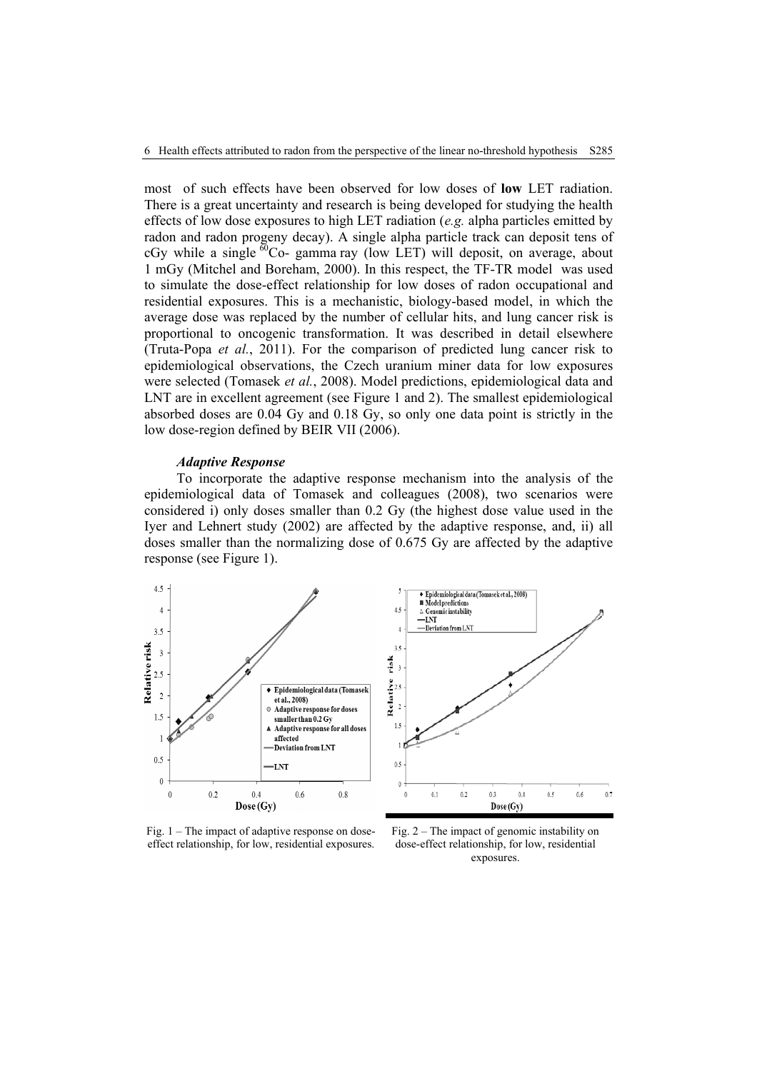most of such effects have been observed for low doses of **low** LET radiation. There is a great uncertainty and research is being developed for studying the health effects of low dose exposures to high LET radiation (*e.g.* alpha particles emitted by radon and radon progeny decay). A single alpha particle track can deposit tens of cGy while a single $^{60}$Co- gamma ray (low LET) will deposit, on average, about 1 mGy (Mitchel and Boreham, 2000). In this respect, the TF-TR model was used to simulate the dose-effect relationship for low doses of radon occupational and residential exposures. This is a mechanistic, biology-based model, in which the average dose was replaced by the number of cellular hits, and lung cancer risk is proportional to oncogenic transformation. It was described in detail elsewhere (Truta-Popa *et al.*, 2011). For the comparison of predicted lung cancer risk to epidemiological observations, the Czech uranium miner data for low exposures were selected (Tomasek *et al.*, 2008). Model predictions, epidemiological data and LNT are in excellent agreement (see Figure 1 and 2). The smallest epidemiological absorbed doses are 0.04 Gy and 0.18 Gy, so only one data point is strictly in the low dose-region defined by BEIR VII (2006).

### *Adaptive Response*

To incorporate the adaptive response mechanism into the analysis of the epidemiological data of Tomasek and colleagues (2008), two scenarios were considered i) only doses smaller than 0.2 Gy (the highest dose value used in the Iyer and Lehnert study (2002) are affected by the adaptive response, and, ii) all doses smaller than the normalizing dose of 0.675 Gy are affected by the adaptive response (see Figure 1).

Fig. 1 – The impact of adaptive response on dose-effect relationship, for low, residential exposures.

Fig. 2 – The impact of genomic instability on dose-effect relationship, for low, residential exposures.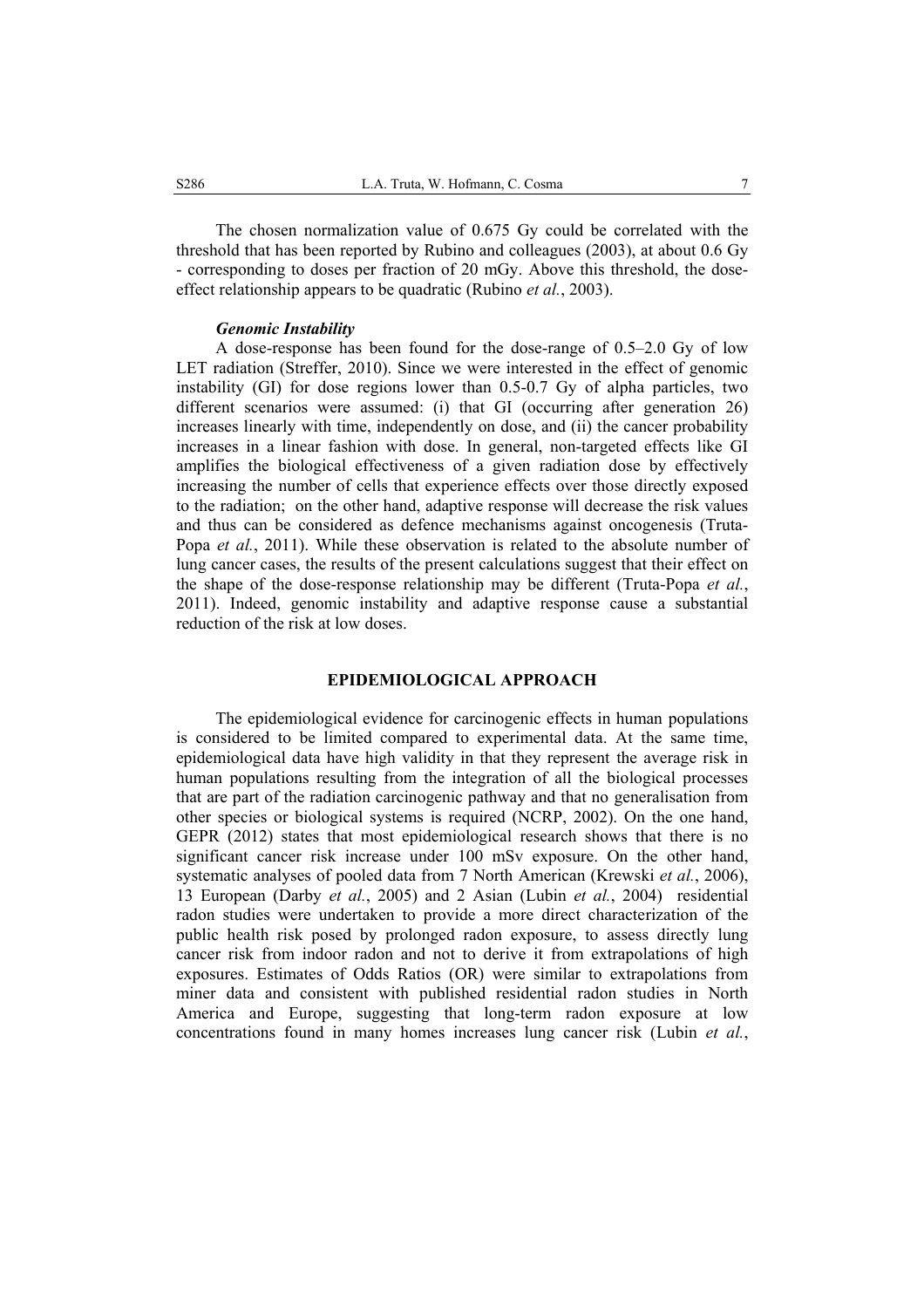The chosen normalization value of 0.675 Gy could be correlated with the threshold that has been reported by Rubino and colleagues (2003), at about 0.6 Gy - corresponding to doses per fraction of 20 mGy. Above this threshold, the dose-effect relationship appears to be quadratic (Rubino *et al.*, 2003).

***Genomic Instability***

A dose-response has been found for the dose-range of 0.5–2.0 Gy of low LET radiation (Streffer, 2010). Since we were interested in the effect of genomic instability (GI) for dose regions lower than 0.5-0.7 Gy of alpha particles, two different scenarios were assumed: (i) that GI (occurring after generation 26) increases linearly with time, independently on dose, and (ii) the cancer probability increases in a linear fashion with dose. In general, non-targeted effects like GI amplifies the biological effectiveness of a given radiation dose by effectively increasing the number of cells that experience effects over those directly exposed to the radiation; on the other hand, adaptive response will decrease the risk values and thus can be considered as defence mechanisms against oncogenesis (Truta-Popa *et al.*, 2011). While these observation is related to the absolute number of lung cancer cases, the results of the present calculations suggest that their effect on the shape of the dose-response relationship may be different (Truta-Popa *et al.*, 2011). Indeed, genomic instability and adaptive response cause a substantial reduction of the risk at low doses.

## EPIDEMIOLOGICAL APPROACH

The epidemiological evidence for carcinogenic effects in human populations is considered to be limited compared to experimental data. At the same time, epidemiological data have high validity in that they represent the average risk in human populations resulting from the integration of all the biological processes that are part of the radiation carcinogenic pathway and that no generalisation from other species or biological systems is required (NCRP, 2002). On the one hand, GEPR (2012) states that most epidemiological research shows that there is no significant cancer risk increase under 100 mSv exposure. On the other hand, systematic analyses of pooled data from 7 North American (Krewski *et al.*, 2006), 13 European (Darby *et al.*, 2005) and 2 Asian (Lubin *et al.*, 2004) residential radon studies were undertaken to provide a more direct characterization of the public health risk posed by prolonged radon exposure, to assess directly lung cancer risk from indoor radon and not to derive it from extrapolations of high exposures. Estimates of Odds Ratios (OR) were similar to extrapolations from miner data and consistent with published residential radon studies in North America and Europe, suggesting that long-term radon exposure at low concentrations found in many homes increases lung cancer risk (Lubin *et al.*,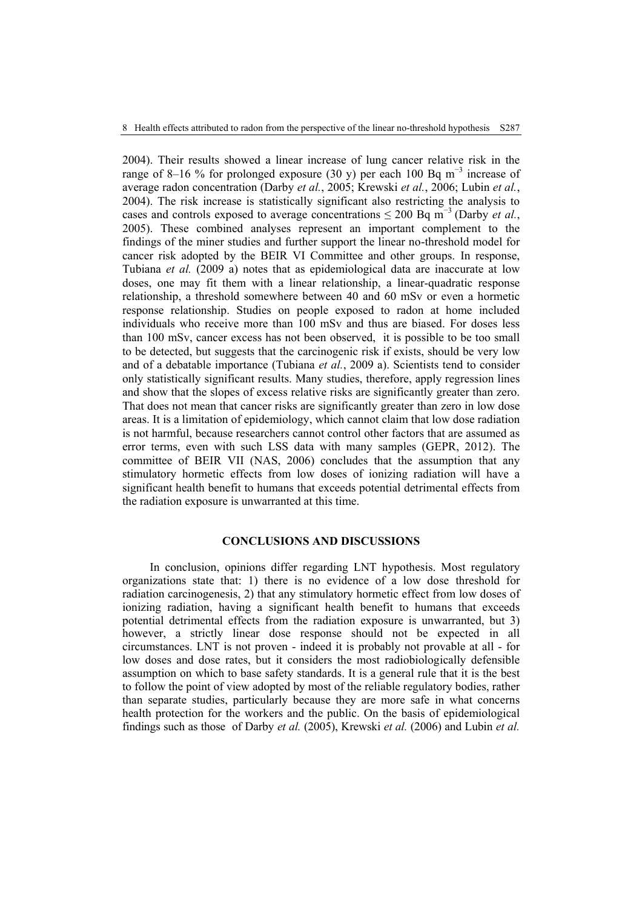2004). Their results showed a linear increase of lung cancer relative risk in the range of 8–16 % for prolonged exposure (30 y) per each 100 Bq $m^{-3}$ increase of average radon concentration (Darby *et al.*, 2005; Krewski *et al.*, 2006; Lubin *et al.*, 2004). The risk increase is statistically significant also restricting the analysis to cases and controls exposed to average concentrations ≤ 200 Bq $m^{-3}$ (Darby *et al.*, 2005). These combined analyses represent an important complement to the findings of the miner studies and further support the linear no-threshold model for cancer risk adopted by the BEIR VI Committee and other groups. In response, Tubiana *et al.* (2009 a) notes that as epidemiological data are inaccurate at low doses, one may fit them with a linear relationship, a linear-quadratic response relationship, a threshold somewhere between 40 and 60 mSv or even a hormetic response relationship. Studies on people exposed to radon at home included individuals who receive more than 100 mSv and thus are biased. For doses less than 100 mSv, cancer excess has not been observed, it is possible to be too small to be detected, but suggests that the carcinogenic risk if exists, should be very low and of a debatable importance (Tubiana *et al.*, 2009 a). Scientists tend to consider only statistically significant results. Many studies, therefore, apply regression lines and show that the slopes of excess relative risks are significantly greater than zero. That does not mean that cancer risks are significantly greater than zero in low dose areas. It is a limitation of epidemiology, which cannot claim that low dose radiation is not harmful, because researchers cannot control other factors that are assumed as error terms, even with such LSS data with many samples (GEPR, 2012). The committee of BEIR VII (NAS, 2006) concludes that the assumption that any stimulatory hormetic effects from low doses of ionizing radiation will have a significant health benefit to humans that exceeds potential detrimental effects from the radiation exposure is unwarranted at this time.

## CONCLUSIONS AND DISCUSSIONS

In conclusion, opinions differ regarding LNT hypothesis. Most regulatory organizations state that: 1) there is no evidence of a low dose threshold for radiation carcinogenesis, 2) that any stimulatory hormetic effect from low doses of ionizing radiation, having a significant health benefit to humans that exceeds potential detrimental effects from the radiation exposure is unwarranted, but 3) however, a strictly linear dose response should not be expected in all circumstances. LNT is not proven - indeed it is probably not provable at all - for low doses and dose rates, but it considers the most radiobiologically defensible assumption on which to base safety standards. It is a general rule that it is the best to follow the point of view adopted by most of the reliable regulatory bodies, rather than separate studies, particularly because they are more safe in what concerns health protection for the workers and the public. On the basis of epidemiological findings such as those of Darby *et al.* (2005), Krewski *et al.* (2006) and Lubin *et al.*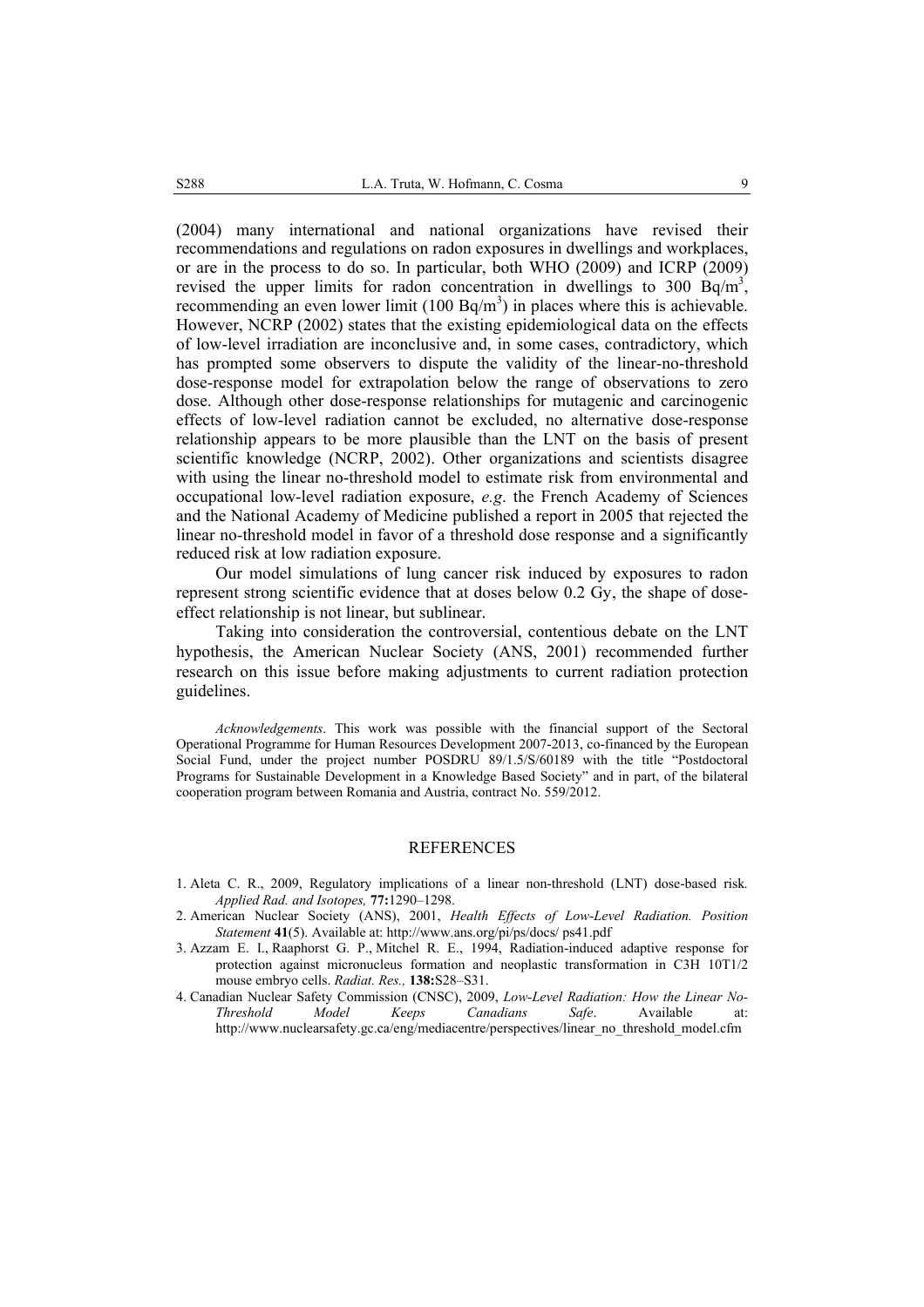(2004) many international and national organizations have revised their recommendations and regulations on radon exposures in dwellings and workplaces, or are in the process to do so. In particular, both WHO (2009) and ICRP (2009) revised the upper limits for radon concentration in dwellings to 300 $Bq/m^3$, recommending an even lower limit (100 $Bq/m^3$) in places where this is achievable. However, NCRP (2002) states that the existing epidemiological data on the effects of low-level irradiation are inconclusive and, in some cases, contradictory, which has prompted some observers to dispute the validity of the linear-no-threshold dose-response model for extrapolation below the range of observations to zero dose. Although other dose-response relationships for mutagenic and carcinogenic effects of low-level radiation cannot be excluded, no alternative dose-response relationship appears to be more plausible than the LNT on the basis of present scientific knowledge (NCRP, 2002). Other organizations and scientists disagree with using the linear no-threshold model to estimate risk from environmental and occupational low-level radiation exposure, *e.g*. the French Academy of Sciences and the National Academy of Medicine published a report in 2005 that rejected the linear no-threshold model in favor of a threshold dose response and a significantly reduced risk at low radiation exposure.

Our model simulations of lung cancer risk induced by exposures to radon represent strong scientific evidence that at doses below 0.2 Gy, the shape of dose-effect relationship is not linear, but sublinear.

Taking into consideration the controversial, contentious debate on the LNT hypothesis, the American Nuclear Society (ANS, 2001) recommended further research on this issue before making adjustments to current radiation protection guidelines.

*Acknowledgements*. This work was possible with the financial support of the Sectoral Operational Programme for Human Resources Development 2007-2013, co-financed by the European Social Fund, under the project number POSDRU 89/1.5/S/60189 with the title "Postdoctoral Programs for Sustainable Development in a Knowledge Based Society" and in part, of the bilateral cooperation program between Romania and Austria, contract No. 559/2012.

## REFERENCES

1. Aleta C. R., 2009, Regulatory implications of a linear non-threshold (LNT) dose-based risk*. Applied Rad. and Isotopes,* **77:**1290–1298.
2. American Nuclear Society (ANS), 2001, *Health Effects of Low-Level Radiation. Position Statement* **41**(5). Available at: http://www.ans.org/pi/ps/docs/ ps41.pdf
3. Azzam E. I., Raaphorst G. P., Mitchel R. E., 1994, Radiation-induced adaptive response for protection against micronucleus formation and neoplastic transformation in C3H 10T1/2 mouse embryo cells. *Radiat. Res.,* **138:**S28–S31.
4. Canadian Nuclear Safety Commission (CNSC), 2009, *Low-Level Radiation: How the Linear No-Threshold Model Keeps Canadians Safe*. Available at: http://www.nuclearsafety.gc.ca/eng/mediacentre/perspectives/linear_no_threshold_model.cfm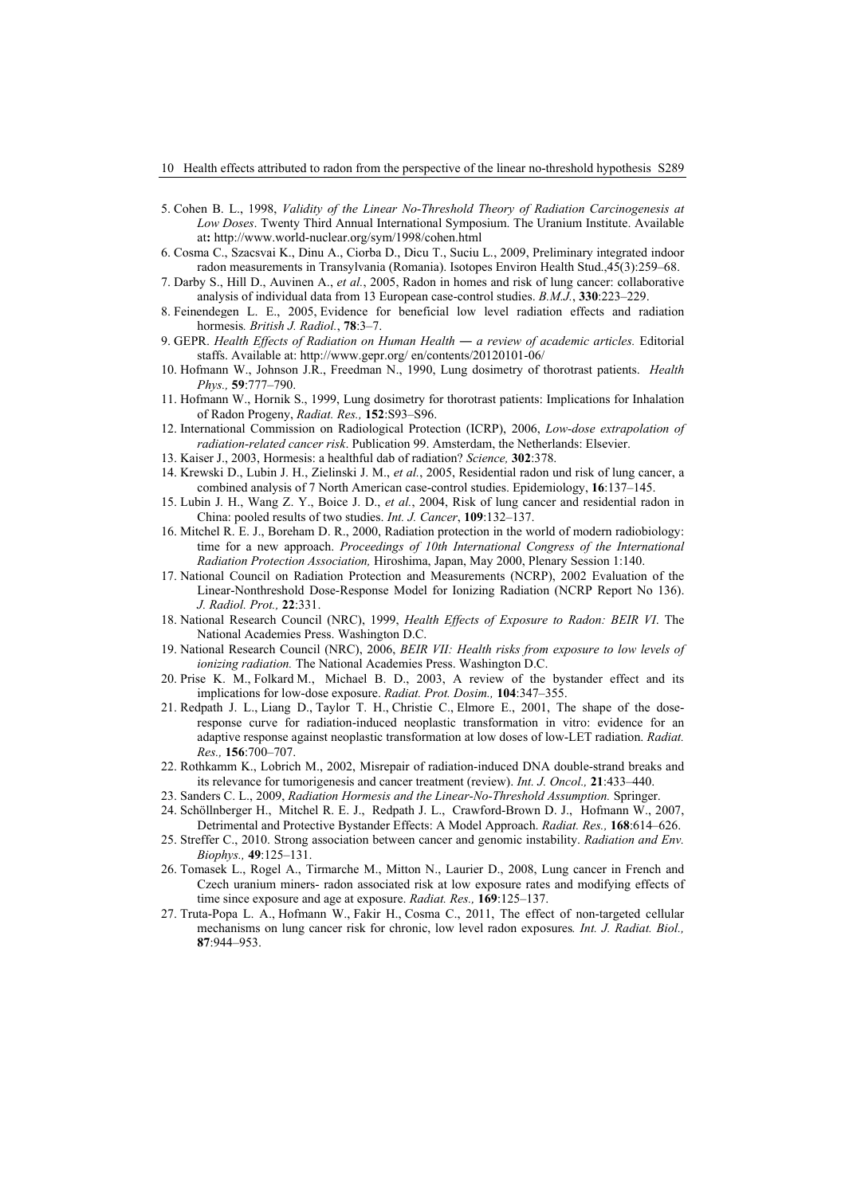5. Cohen B. L., 1998, *Validity of the Linear No-Threshold Theory of Radiation Carcinogenesis at Low Doses*. Twenty Third Annual International Symposium. The Uranium Institute. Available at**:** http://www.world-nuclear.org/sym/1998/cohen.html
6. Cosma C., Szacsvai K., Dinu A., Ciorba D., Dicu T., Suciu L., 2009, Preliminary integrated indoor radon measurements in Transylvania (Romania). Isotopes Environ Health Stud.,45(3):259–68.
7. Darby S., Hill D., Auvinen A., *et al.*, 2005, Radon in homes and risk of lung cancer: collaborative analysis of individual data from 13 European case-control studies. *B.M.J.*, **330**:223–229.
8. Feinendegen L. E., 2005, Evidence for beneficial low level radiation effects and radiation hormesis*. British J. Radiol.*, **78**:3–7.
9. GEPR. *Health Effects of Radiation on Human Health — a review of academic articles.* Editorial staffs. Available at: http://www.gepr.org/ en/contents/20120101-06/
10. Hofmann W., Johnson J.R., Freedman N., 1990, Lung dosimetry of thorotrast patients. *Health Phys.,* **59**:777–790.
11. Hofmann W., Hornik S., 1999, Lung dosimetry for thorotrast patients: Implications for Inhalation of Radon Progeny, *Radiat. Res.,* **152**:S93–S96.
12. International Commission on Radiological Protection (ICRP), 2006, *Low-dose extrapolation of radiation-related cancer risk*. Publication 99. Amsterdam, the Netherlands: Elsevier.
13. Kaiser J., 2003, Hormesis: a healthful dab of radiation? *Science,* **302**:378.
14. Krewski D., Lubin J. H., Zielinski J. M., *et al.*, 2005, Residential radon und risk of lung cancer, a combined analysis of 7 North American case-control studies. Epidemiology, **16**:137–145.
15. Lubin J. H., Wang Z. Y., Boice J. D., *et al.*, 2004, Risk of lung cancer and residential radon in China: pooled results of two studies. *Int. J. Cancer*, **109**:132–137.
16. Mitchel R. E. J., Boreham D. R., 2000, Radiation protection in the world of modern radiobiology: time for a new approach. *Proceedings of 10th International Congress of the International Radiation Protection Association,* Hiroshima, Japan, May 2000, Plenary Session 1:140.
17. National Council on Radiation Protection and Measurements (NCRP), 2002 Evaluation of the Linear-Nonthreshold Dose-Response Model for Ionizing Radiation (NCRP Report No 136). *J. Radiol. Prot.,* **22**:331.
18. National Research Council (NRC), 1999, *Health Effects of Exposure to Radon: BEIR VI*. The National Academies Press. Washington D.C.
19. National Research Council (NRC), 2006, *BEIR VII: Health risks from exposure to low levels of ionizing radiation.* The National Academies Press. Washington D.C.
20. Prise K. M., Folkard M., Michael B. D., 2003, A review of the bystander effect and its implications for low-dose exposure. *Radiat. Prot. Dosim.,* **104**:347–355.
21. Redpath J. L., Liang D., Taylor T. H., Christie C., Elmore E., 2001, The shape of the dose-response curve for radiation-induced neoplastic transformation in vitro: evidence for an adaptive response against neoplastic transformation at low doses of low-LET radiation. *Radiat. Res.,* **156**:700–707.
22. Rothkamm K., Lobrich M., 2002, Misrepair of radiation-induced DNA double-strand breaks and its relevance for tumorigenesis and cancer treatment (review). *Int. J. Oncol.,* **21**:433–440.
23. Sanders C. L., 2009, *Radiation Hormesis and the Linear-No-Threshold Assumption.* Springer.
24. Schöllnberger H., Mitchel R. E. J., Redpath J. L., Crawford-Brown D. J., Hofmann W., 2007, Detrimental and Protective Bystander Effects: A Model Approach. *Radiat. Res.,* **168**:614–626.
25. Streffer C., 2010. Strong association between cancer and genomic instability. *Radiation and Env. Biophys.,* **49**:125–131.
26. Tomasek L., Rogel A., Tirmarche M., Mitton N., Laurier D., 2008, Lung cancer in French and Czech uranium miners- radon associated risk at low exposure rates and modifying effects of time since exposure and age at exposure. *Radiat. Res.,* **169**:125–137.
27. Truta-Popa L. A., Hofmann W., Fakir H., Cosma C., 2011, The effect of non-targeted cellular mechanisms on lung cancer risk for chronic, low level radon exposures*. Int. J. Radiat. Biol.,* **87**:944–953.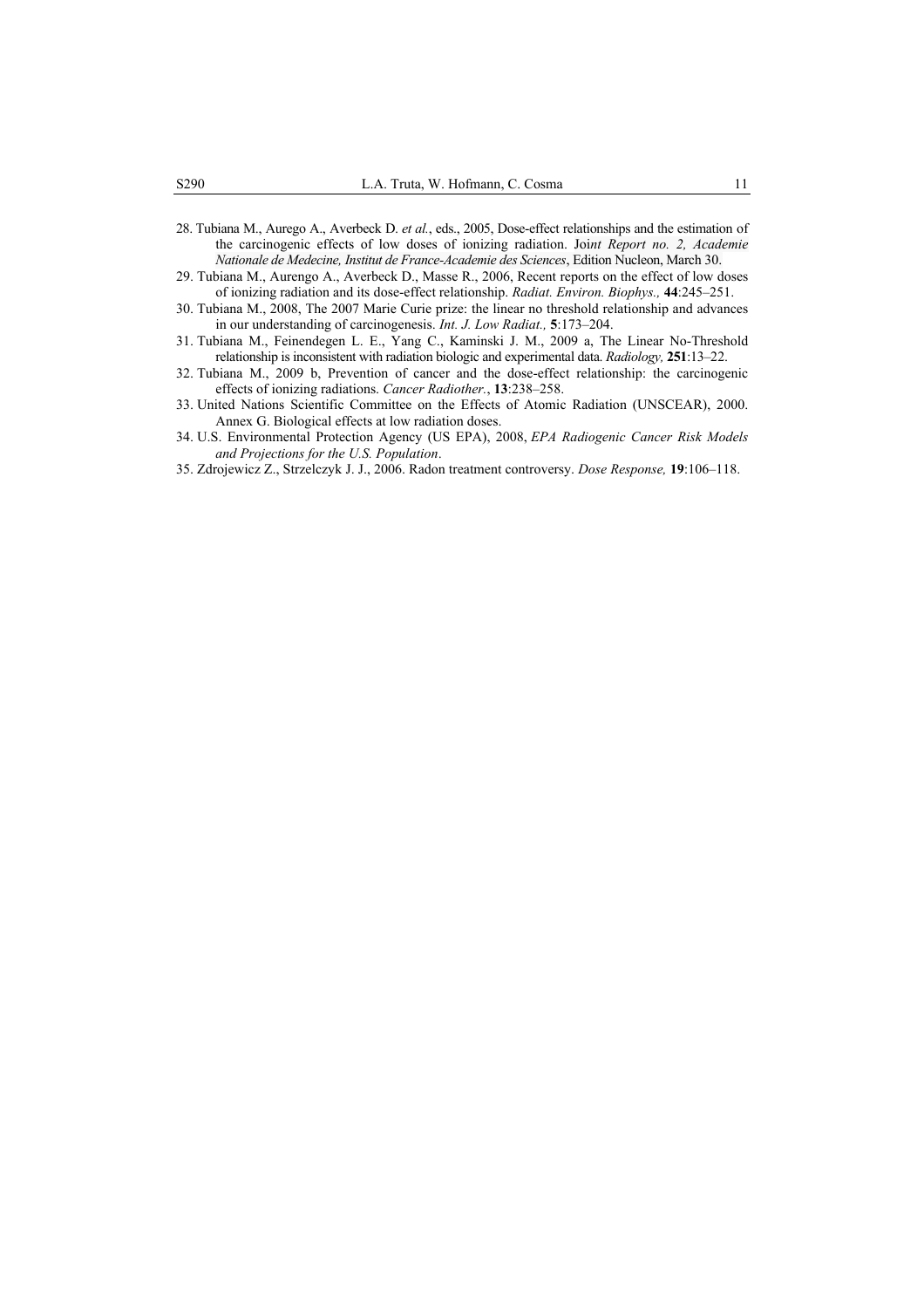28. Tubiana M., Aurego A., Averbeck D. *et al.*, eds., 2005, Dose-effect relationships and the estimation of the carcinogenic effects of low doses of ionizing radiation. Jo*int Report no. 2, Academie Nationale de Medecine, Institut de France-Academie des Sciences*, Edition Nucleon, March 30.
29. Tubiana M., Aurengo A., Averbeck D., Masse R., 2006, Recent reports on the effect of low doses of ionizing radiation and its dose-effect relationship. *Radiat. Environ. Biophys.,* **44**:245–251.
30. Tubiana M., 2008, The 2007 Marie Curie prize: the linear no threshold relationship and advances in our understanding of carcinogenesis. *Int. J. Low Radiat.,* **5**:173–204.
31. Tubiana M., Feinendegen L. E., Yang C., Kaminski J. M., 2009 a, The Linear No-Threshold relationship is inconsistent with radiation biologic and experimental data. *Radiology,* **251**:13–22.
32. Tubiana M., 2009 b, Prevention of cancer and the dose-effect relationship: the carcinogenic effects of ionizing radiations. *Cancer Radiother.*, **13**:238–258.
33. United Nations Scientific Committee on the Effects of Atomic Radiation (UNSCEAR), 2000. Annex G. Biological effects at low radiation doses.
34. U.S. Environmental Protection Agency (US EPA), 2008, *EPA Radiogenic Cancer Risk Models and Projections for the U.S. Population*.
35. Zdrojewicz Z., Strzelczyk J. J., 2006. Radon treatment controversy. *Dose Response,* **19**:106–118.